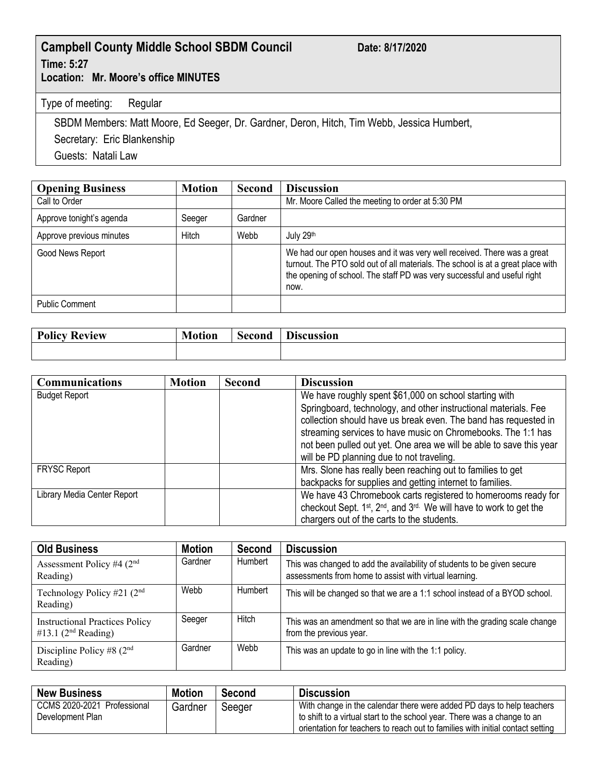## Campbell County Middle School SBDM Council

**Date: 8/17/2020**

**Time: 5:27**

**Location: Mr. Moore's office MINUTES**

Type of meeting: Regular

SBDM Members: Matt Moore, Ed Seeger, Dr. Gardner, Deron, Hitch, Tim Webb, Jessica Humbert,

Secretary: Eric Blankenship

Guests: Natali Law

| Opening Business | Motion | Second | Discussion |
|---|---|---|---|
| Call to Order | | | Mr. Moore Called the meeting to order at 5:30 PM |
| Approve tonight's agenda | Seeger | Gardner | |
| Approve previous minutes | Hitch | Webb | July 29th |
| Good News Report | | | We had our open houses and it was very well received. There was a great turnout. The PTO sold out of all materials. The school is at a great place with the opening of school. The staff PD was very successful and useful right now. |
| Public Comment | | | |

| Policy Review | Motion | Second | Discussion |
|---|---|---|---|
| | | | |

| Communications | Motion | Second | Discussion |
|---|---|---|---|
| Budget Report | | | We have roughly spent $61,000 on school starting with Springboard, technology, and other instructional materials. Fee collection should have us break even. The band has requested in streaming services to have music on Chromebooks. The 1:1 has not been pulled out yet. One area we will be able to save this year will be PD planning due to not traveling. |
| FRYSC Report | | | Mrs. Slone has really been reaching out to families to get backpacks for supplies and getting internet to families. |
| Library Media Center Report | | | We have 43 Chromebook carts registered to homerooms ready for checkout Sept. 1st, 2nd, and 3rd. We will have to work to get the chargers out of the carts to the students. |

| Old Business | Motion | Second | Discussion |
|---|---|---|---|
| Assessment Policy #4 (2nd Reading) | Gardner | Humbert | This was changed to add the availability of students to be given secure assessments from home to assist with virtual learning. |
| Technology Policy #21 (2nd Reading) | Webb | Humbert | This will be changed so that we are a 1:1 school instead of a BYOD school. |
| Instructional Practices Policy #13.1 (2nd Reading) | Seeger | Hitch | This was an amendment so that we are in line with the grading scale change from the previous year. |
| Discipline Policy #8 (2nd Reading) | Gardner | Webb | This was an update to go in line with the 1:1 policy. |

| New Business | Motion | Second | Discussion |
|---|---|---|---|
| CCMS 2020-2021 Professional Development Plan | Gardner | Seeger | With change in the calendar there were added PD days to help teachers to shift to a virtual start to the school year. There was a change to an orientation for teachers to reach out to families with initial contact setting |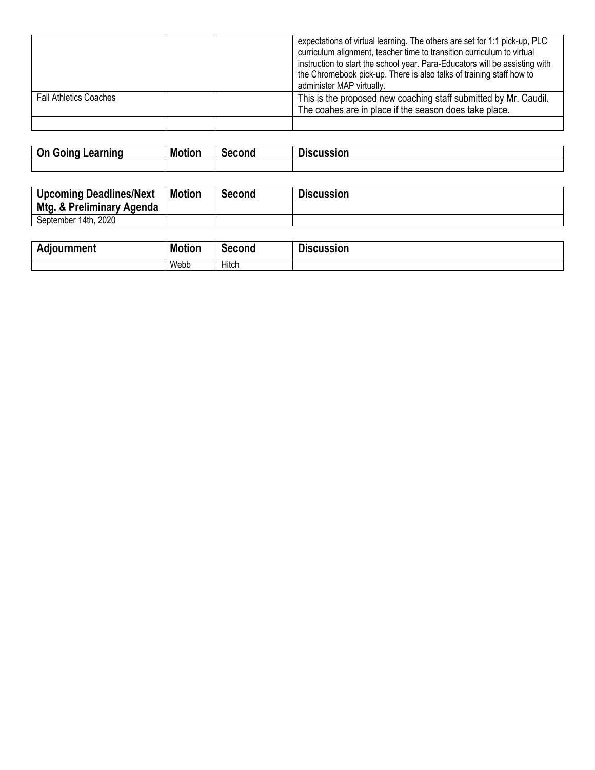| | | | |
|---|---|---|---|
| | | | expectations of virtual learning. The others are set for 1:1 pick-up, PLC curriculum alignment, teacher time to transition curriculum to virtual instruction to start the school year. Para-Educators will be assisting with the Chromebook pick-up. There is also talks of training staff how to administer MAP virtually. |
| Fall Athletics Coaches | | | This is the proposed new coaching staff submitted by Mr. Caudil. The coahes are in place if the season does take place. |
| | | | |

| On Going Learning | Motion | Second | Discussion |
|---|---|---|---|
| | | | |

| Upcoming Deadlines/Next Mtg. & Preliminary Agenda | Motion | Second | Discussion |
|---|---|---|---|
| September 14th, 2020 | | | |

| Adjournment | Motion | Second | Discussion |
|---|---|---|---|
| | Webb | Hitch | |